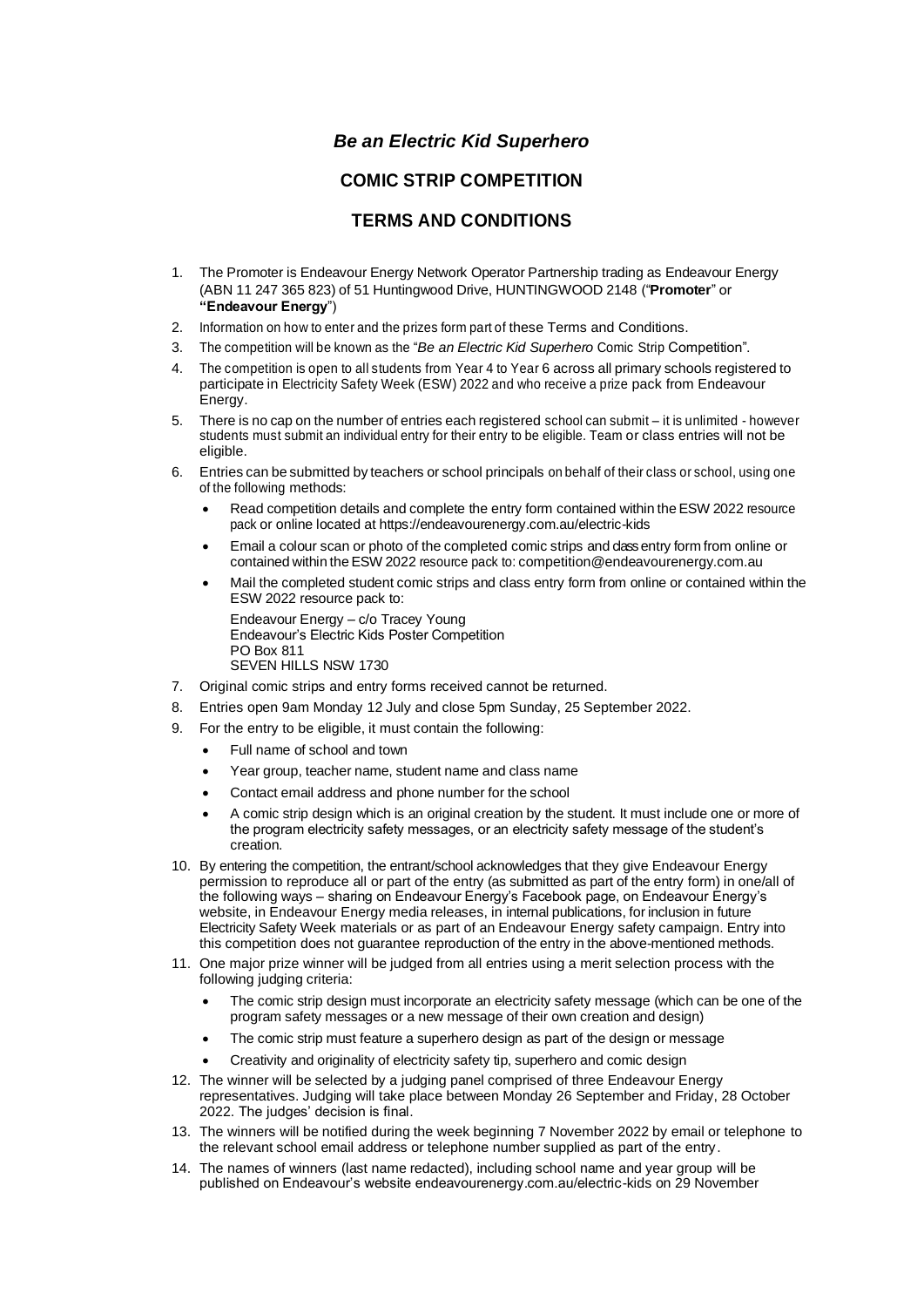# *Be an Electric Kid Superhero*

## COMIC STRIP COMPETITION

## TERMS AND CONDITIONS

1. The Promoter is Endeavour Energy Network Operator Partnership trading as Endeavour Energy (ABN 11 247 365 823) of 51 Huntingwood Drive, HUNTINGWOOD 2148 ("**Promoter**" or **"Endeavour Energy**")
2. Information on how to enter and the prizes form part of these Terms and Conditions.
3. The competition will be known as the "*Be an Electric Kid Superhero* Comic Strip Competition".
4. The competition is open to all students from Year 4 to Year 6 across all primary schools registered to participate in Electricity Safety Week (ESW) 2022 and who receive a prize pack from Endeavour Energy.
5. There is no cap on the number of entries each registered school can submit – it is unlimited - however students must submit an individual entry for their entry to be eligible. Team or class entries will not be eligible.
6. Entries can be submitted by teachers or school principals on behalf of their class or school, using one of the following methods:
   - Read competition details and complete the entry form contained within the ESW 2022 resource pack or online located at https://endeavourenergy.com.au/electric-kids
   - Email a colour scan or photo of the completed comic strips and class entry form from online or contained within the ESW 2022 resource pack to: competition@endeavourenergy.com.au
   - Mail the completed student comic strips and class entry form from online or contained within the ESW 2022 resource pack to:

     Endeavour Energy – c/o Tracey Young
     Endeavour's Electric Kids Poster Competition
     PO Box 811
     SEVEN HILLS NSW 1730
7. Original comic strips and entry forms received cannot be returned.
8. Entries open 9am Monday 12 July and close 5pm Sunday, 25 September 2022.
9. For the entry to be eligible, it must contain the following:
   - Full name of school and town
   - Year group, teacher name, student name and class name
   - Contact email address and phone number for the school
   - A comic strip design which is an original creation by the student. It must include one or more of the program electricity safety messages, or an electricity safety message of the student's creation.
10. By entering the competition, the entrant/school acknowledges that they give Endeavour Energy permission to reproduce all or part of the entry (as submitted as part of the entry form) in one/all of the following ways – sharing on Endeavour Energy's Facebook page, on Endeavour Energy's website, in Endeavour Energy media releases, in internal publications, for inclusion in future Electricity Safety Week materials or as part of an Endeavour Energy safety campaign. Entry into this competition does not guarantee reproduction of the entry in the above-mentioned methods.
11. One major prize winner will be judged from all entries using a merit selection process with the following judging criteria:
    - The comic strip design must incorporate an electricity safety message (which can be one of the program safety messages or a new message of their own creation and design)
    - The comic strip must feature a superhero design as part of the design or message
    - Creativity and originality of electricity safety tip, superhero and comic design
12. The winner will be selected by a judging panel comprised of three Endeavour Energy representatives. Judging will take place between Monday 26 September and Friday, 28 October 2022. The judges' decision is final.
13. The winners will be notified during the week beginning 7 November 2022 by email or telephone to the relevant school email address or telephone number supplied as part of the entry.
14. The names of winners (last name redacted), including school name and year group will be published on Endeavour's website endeavourenergy.com.au/electric-kids on 29 November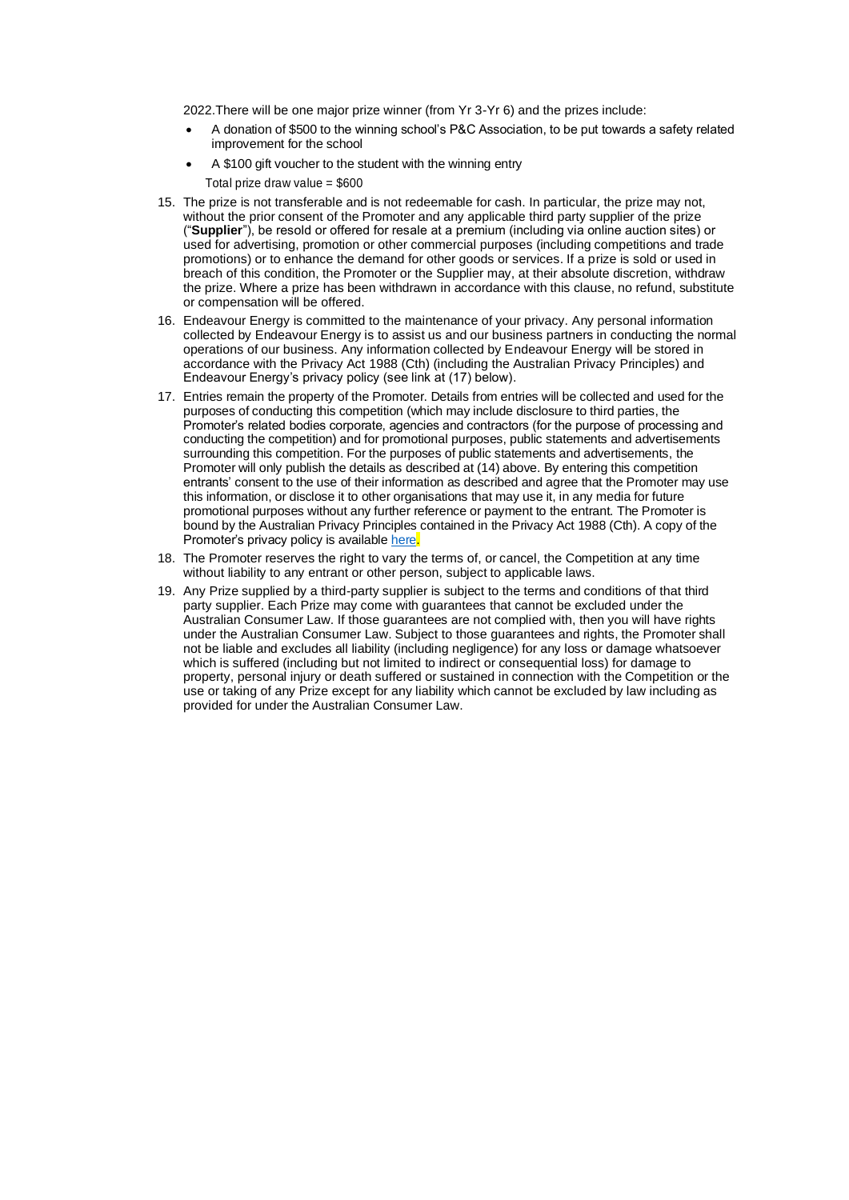2022.There will be one major prize winner (from Yr 3-Yr 6) and the prizes include:

- A donation of $500 to the winning school's P&C Association, to be put towards a safety related improvement for the school
- A $100 gift voucher to the student with the winning entry

Total prize draw value = $600

15. The prize is not transferable and is not redeemable for cash. In particular, the prize may not, without the prior consent of the Promoter and any applicable third party supplier of the prize ("**Supplier**"), be resold or offered for resale at a premium (including via online auction sites) or used for advertising, promotion or other commercial purposes (including competitions and trade promotions) or to enhance the demand for other goods or services. If a prize is sold or used in breach of this condition, the Promoter or the Supplier may, at their absolute discretion, withdraw the prize. Where a prize has been withdrawn in accordance with this clause, no refund, substitute or compensation will be offered.
16. Endeavour Energy is committed to the maintenance of your privacy. Any personal information collected by Endeavour Energy is to assist us and our business partners in conducting the normal operations of our business. Any information collected by Endeavour Energy will be stored in accordance with the Privacy Act 1988 (Cth) (including the Australian Privacy Principles) and Endeavour Energy's privacy policy (see link at (17) below).
17. Entries remain the property of the Promoter. Details from entries will be collected and used for the purposes of conducting this competition (which may include disclosure to third parties, the Promoter's related bodies corporate, agencies and contractors (for the purpose of processing and conducting the competition) and for promotional purposes, public statements and advertisements surrounding this competition. For the purposes of public statements and advertisements, the Promoter will only publish the details as described at (14) above. By entering this competition entrants' consent to the use of their information as described and agree that the Promoter may use this information, or disclose it to other organisations that may use it, in any media for future promotional purposes without any further reference or payment to the entrant. The Promoter is bound by the Australian Privacy Principles contained in the Privacy Act 1988 (Cth). A copy of the Promoter's privacy policy is available here.
18. The Promoter reserves the right to vary the terms of, or cancel, the Competition at any time without liability to any entrant or other person, subject to applicable laws.
19. Any Prize supplied by a third-party supplier is subject to the terms and conditions of that third party supplier. Each Prize may come with guarantees that cannot be excluded under the Australian Consumer Law. If those guarantees are not complied with, then you will have rights under the Australian Consumer Law. Subject to those guarantees and rights, the Promoter shall not be liable and excludes all liability (including negligence) for any loss or damage whatsoever which is suffered (including but not limited to indirect or consequential loss) for damage to property, personal injury or death suffered or sustained in connection with the Competition or the use or taking of any Prize except for any liability which cannot be excluded by law including as provided for under the Australian Consumer Law.